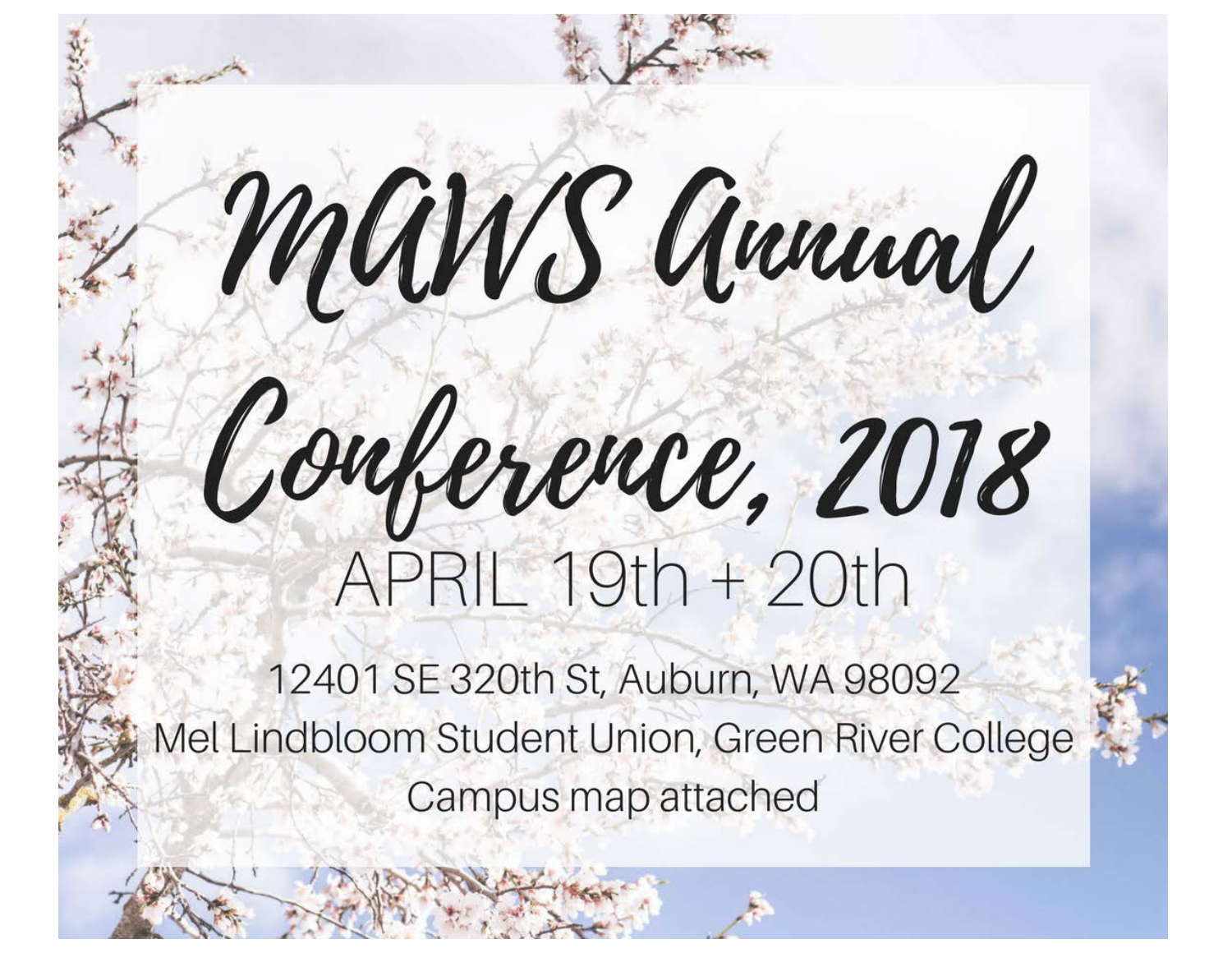# MAWS Annual Conference, 2018

APRIL 19th + 20th

12401 SE 320th St, Auburn, WA 98092

Mel Lindbloom Student Union, Green River College

Campus map attached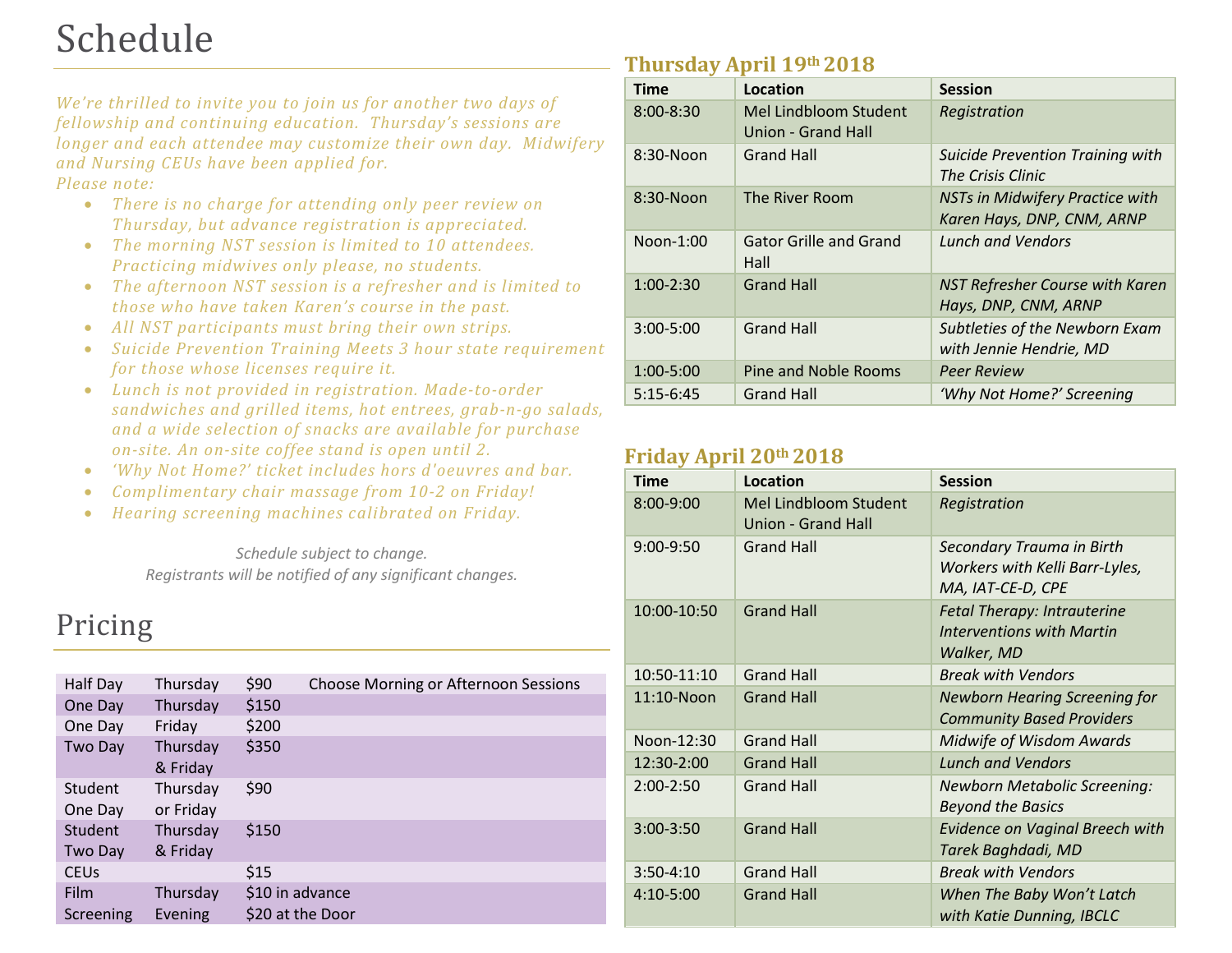# Schedule

*We're thrilled to invite you to join us for another two days of fellowship and continuing education. Thursday's sessions are longer and each attendee may customize their own day. Midwifery and Nursing CEUs have been applied for.*

*Please note:*

- *There is no charge for attending only peer review on Thursday, but advance registration is appreciated.*
- *The morning NST session is limited to 10 attendees. Practicing midwives only please, no students.*
- *The afternoon NST session is a refresher and is limited to those who have taken Karen's course in the past.*
- *All NST participants must bring their own strips.*
- *Suicide Prevention Training Meets 3 hour state requirement for those whose licenses require it.*
- *Lunch is not provided in registration. Made-to-order sandwiches and grilled items, hot entrees, grab-n-go salads, and a wide selection of snacks are available for purchase on-site. An on-site coffee stand is open until 2.*
- *'Why Not Home?' ticket includes hors d'oeuvres and bar.*
- *Complimentary chair massage from 10-2 on Friday!*
- *Hearing screening machines calibrated on Friday.*

*Schedule subject to change.*
*Registrants will be notified of any significant changes.*

# Pricing

| | | | |
|---|---|---|---|
| Half Day | Thursday | $90 | Choose Morning or Afternoon Sessions |
| One Day | Thursday | $150 | |
| One Day | Friday | $200 | |
| Two Day | Thursday & Friday | $350 | |
| Student One Day | Thursday or Friday | $90 | |
| Student Two Day | Thursday & Friday | $150 | |
| CEUs | | $15 | |
| Film Screening | Thursday Evening | $10 in advance<br>$20 at the Door | |

## Thursday April 19th 2018

| Time | Location | Session |
|---|---|---|
| 8:00-8:30 | Mel Lindbloom Student Union - Grand Hall | *Registration* |
| 8:30-Noon | Grand Hall | *Suicide Prevention Training with The Crisis Clinic* |
| 8:30-Noon | The River Room | *NSTs in Midwifery Practice with Karen Hays, DNP, CNM, ARNP* |
| Noon-1:00 | Gator Grille and Grand Hall | *Lunch and Vendors* |
| 1:00-2:30 | Grand Hall | *NST Refresher Course with Karen Hays, DNP, CNM, ARNP* |
| 3:00-5:00 | Grand Hall | *Subtleties of the Newborn Exam with Jennie Hendrie, MD* |
| 1:00-5:00 | Pine and Noble Rooms | *Peer Review* |
| 5:15-6:45 | Grand Hall | *'Why Not Home?' Screening* |

## Friday April 20th 2018

| Time | Location | Session |
|---|---|---|
| 8:00-9:00 | Mel Lindbloom Student Union - Grand Hall | *Registration* |
| 9:00-9:50 | Grand Hall | *Secondary Trauma in Birth Workers with Kelli Barr-Lyles, MA, IAT-CE-D, CPE* |
| 10:00-10:50 | Grand Hall | *Fetal Therapy: Intrauterine Interventions with Martin Walker, MD* |
| 10:50-11:10 | Grand Hall | *Break with Vendors* |
| 11:10-Noon | Grand Hall | *Newborn Hearing Screening for Community Based Providers* |
| Noon-12:30 | Grand Hall | *Midwife of Wisdom Awards* |
| 12:30-2:00 | Grand Hall | *Lunch and Vendors* |
| 2:00-2:50 | Grand Hall | *Newborn Metabolic Screening: Beyond the Basics* |
| 3:00-3:50 | Grand Hall | *Evidence on Vaginal Breech with Tarek Baghdadi, MD* |
| 3:50-4:10 | Grand Hall | *Break with Vendors* |
| 4:10-5:00 | Grand Hall | *When The Baby Won't Latch with Katie Dunning, IBCLC* |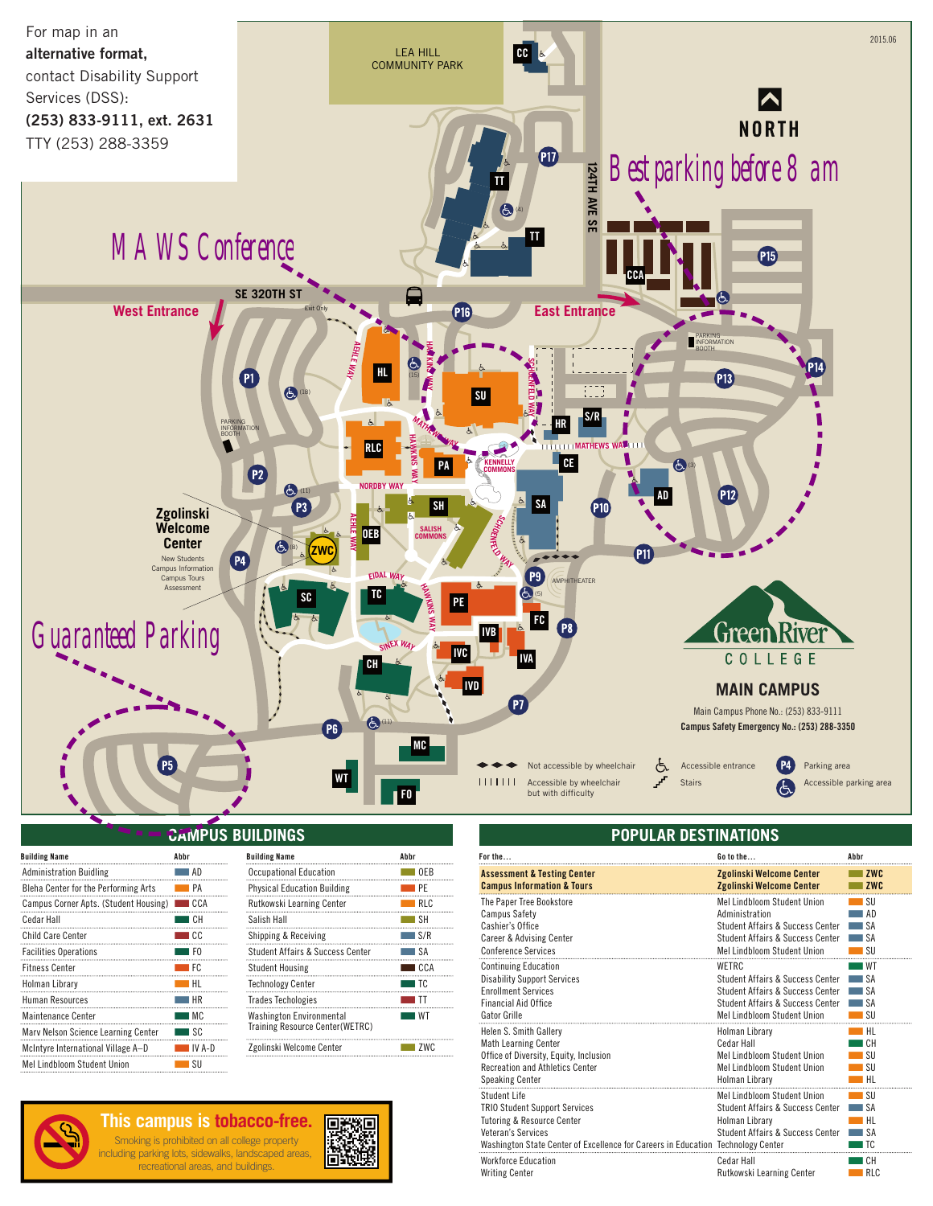For map in an **alternative format,** contact Disability Support Services (DSS):
**(253) 833-9111, ext. 2631**
TTY (253) 288-3359

2015.06

NORTH

Best parking before 8 am

MAWS Conference

Guaranteed Parking

West Entrance

East Entrance

Zgolinski Welcome Center
New Students
Campus Information
Campus Tours
Assessment

Green River COLLEGE

## MAIN CAMPUS

Main Campus Phone No.: (253) 833-9111
**Campus Safety Emergency No.: (253) 288-3350**

Not accessible by wheelchair
Accessible by wheelchair but with difficulty
Accessible entrance
Stairs
Parking area
Accessible parking area

## CAMPUS BUILDINGS

| Building Name | Abbr | Building Name | Abbr |
|---|---|---|---|
| Administration Buidling | AD | Occupational Education | OEB |
| Bleha Center for the Performing Arts | PA | Physical Education Building | PE |
| Campus Corner Apts. (Student Housing) | CCA | Rutkowski Learning Center | RLC |
| Cedar Hall | CH | Salish Hall | SH |
| Child Care Center | CC | Shipping & Receiving | S/R |
| Facilities Operations | FO | Student Affairs & Success Center | SA |
| Fitness Center | FC | Student Housing | CCA |
| Holman Library | HL | Technology Center | TC |
| Human Resources | HR | Trades Techologies | TT |
| Maintenance Center | MC | Washington Environmental Training Resource Center(WETRC) | WT |
| Marv Nelson Science Learning Center | SC | Zgolinski Welcome Center | ZWC |
| McIntyre International Village A–D | IV A-D | | |
| Mel Lindbloom Student Union | SU | | |

## POPULAR DESTINATIONS

| For the... | Go to the... | Abbr |
|---|---|---|
| **Assessment & Testing Center** | **Zgolinski Welcome Center** | **ZWC** |
| **Campus Information & Tours** | **Zgolinski Welcome Center** | **ZWC** |
| The Paper Tree Bookstore | Mel Lindbloom Student Union | SU |
| Campus Safety | Administration | AD |
| Cashier's Office | Student Affairs & Success Center | SA |
| Career & Advising Center | Student Affairs & Success Center | SA |
| Conference Services | Mel Lindbloom Student Union | SU |
| Continuing Education | WETRC | WT |
| Disability Support Services | Student Affairs & Success Center | SA |
| Enrollment Services | Student Affairs & Success Center | SA |
| Financial Aid Office | Student Affairs & Success Center | SA |
| Gator Grille | Mel Lindbloom Student Union | SU |
| Helen S. Smith Gallery | Holman Library | HL |
| Math Learning Center | Cedar Hall | CH |
| Office of Diversity, Equity, Inclusion | Mel Lindbloom Student Union | SU |
| Recreation and Athletics Center | Mel Lindbloom Student Union | SU |
| Speaking Center | Holman Library | HL |
| Student Life | Mel Lindbloom Student Union | SU |
| TRIO Student Support Services | Student Affairs & Success Center | SA |
| Tutoring & Resource Center | Holman Library | HL |
| Veteran's Services | Student Affairs & Success Center | SA |
| Washington State Center of Excellence for Careers in Education | Technology Center | TC |
| Workforce Education | Cedar Hall | CH |
| Writing Center | Rutkowski Learning Center | RLC |

**This campus is tobacco-free.**
Smoking is prohibited on all college property including parking lots, sidewalks, landscaped areas, recreational areas, and buildings.